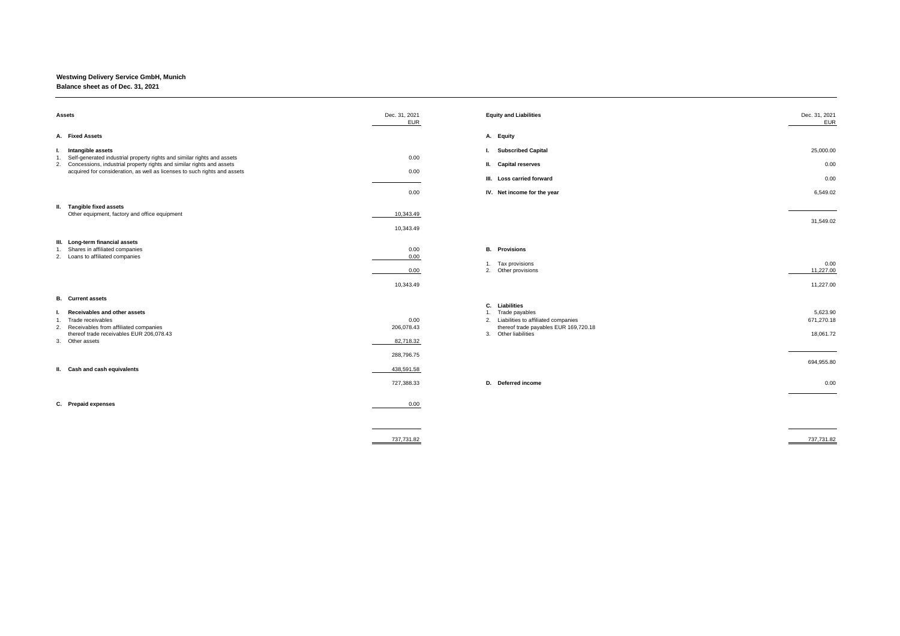**Westwing Delivery Service GmbH, Munich**

**Balance sheet as of Dec. 31, 2021**

| Assets | Dec. 31, 2021 EUR |
|---|---|
| **A. Fixed Assets** | |
| **I. Intangible assets** | |
| 1. Self-generated industrial property rights and similar rights and assets | 0.00 |
| 2. Concessions, industrial property rights and similar rights and assets acquired for consideration, as well as licenses to such rights and assets | 0.00 |
| | 0.00 |
| **II. Tangible fixed assets** | |
| Other equipment, factory and office equipment | 10,343.49 |
| | 10,343.49 |
| **III. Long-term financial assets** | |
| 1. Shares in affiliated companies | 0.00 |
| 2. Loans to affiliated companies | 0.00 |
| | 0.00 |
| | 10,343.49 |
| **B. Current assets** | |
| **I. Receivables and other assets** | |
| 1. Trade receivables | 0.00 |
| 2. Receivables from affiliated companies thereof trade receivables EUR 206,078.43 | 206,078.43 |
| 3. Other assets | 82,718.32 |
| | 288,796.75 |
| **II. Cash and cash equivalents** | 438,591.58 |
| | 727,388.33 |
| **C. Prepaid expenses** | 0.00 |
| | 737,731.82 |

| Equity and Liabilities | Dec. 31, 2021 EUR |
|---|---|
| **A. Equity** | |
| **I. Subscribed Capital** | 25,000.00 |
| **II. Capital reserves** | 0.00 |
| **III. Loss carried forward** | 0.00 |
| **IV. Net income for the year** | 6,549.02 |
| | 31,549.02 |
| **B. Provisions** | |
| 1. Tax provisions | 0.00 |
| 2. Other provisions | 11,227.00 |
| | 11,227.00 |
| **C. Liabilities** | |
| 1. Trade payables | 5,623.90 |
| 2. Liabilities to affiliated companies thereof trade payables EUR 169,720.18 | 671,270.18 |
| 3. Other liabilities | 18,061.72 |
| | 694,955.80 |
| **D. Deferred income** | 0.00 |
| | 737,731.82 |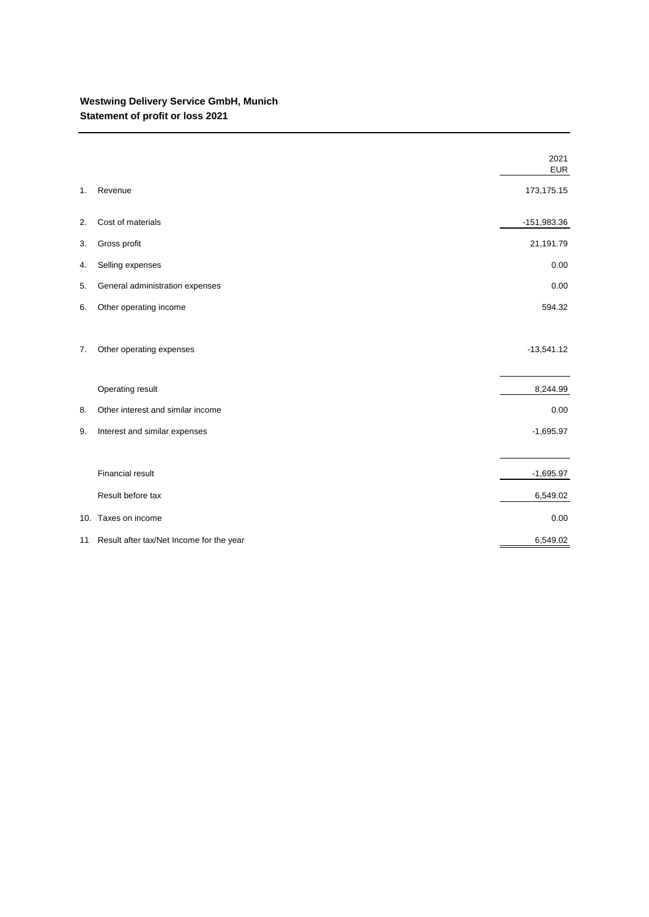**Westwing Delivery Service GmbH, Munich**
**Statement of profit or loss 2021**

| | | 2021<br>EUR |
|---|---|---|
| 1. | Revenue | 173,175.15 |
| 2. | Cost of materials | -151,983.36 |
| 3. | Gross profit | 21,191.79 |
| 4. | Selling expenses | 0.00 |
| 5. | General administration expenses | 0.00 |
| 6. | Other operating income | 594.32 |
| 7. | Other operating expenses | -13,541.12 |
| | Operating result | 8,244.99 |
| 8. | Other interest and similar income | 0.00 |
| 9. | Interest and similar expenses | -1,695.97 |
| | Financial result | -1,695.97 |
| | Result before tax | 6,549.02 |
| 10. | Taxes on income | 0.00 |
| 11 | Result after tax/Net Income for the year | 6,549.02 |